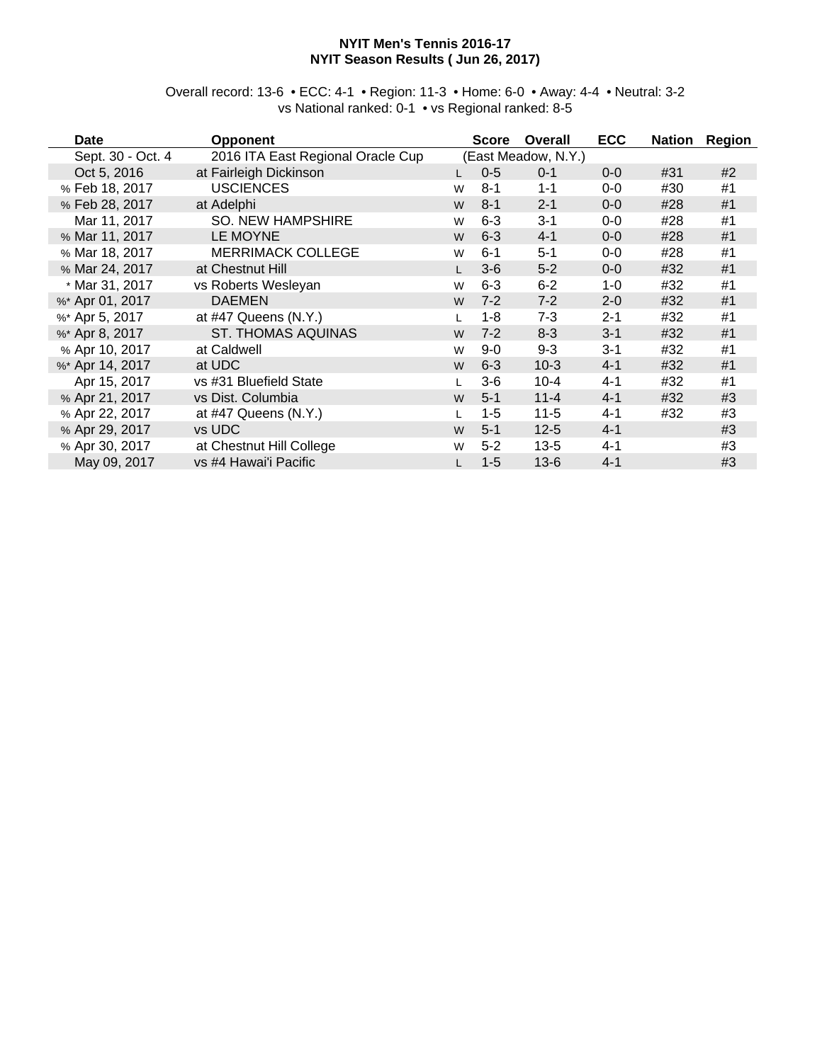**NYIT Men's Tennis 2016-17**
**NYIT Season Results ( Jun 26, 2017)**

Overall record: 13-6 • ECC: 4-1 • Region: 11-3 • Home: 6-0 • Away: 4-4 • Neutral: 3-2
vs National ranked: 0-1 • vs Regional ranked: 8-5

| Date | Opponent | | Score | Overall | ECC | Nation | Region |
|---|---|---|---|---|---|---|---|
| Sept. 30 - Oct. 4 | 2016 ITA East Regional Oracle Cup | | (East Meadow, N.Y.) | | | | |
| Oct 5, 2016 | at Fairleigh Dickinson | L | 0-5 | 0-1 | 0-0 | #31 | #2 |
| % Feb 18, 2017 | USCIENCES | W | 8-1 | 1-1 | 0-0 | #30 | #1 |
| % Feb 28, 2017 | at Adelphi | W | 8-1 | 2-1 | 0-0 | #28 | #1 |
| Mar 11, 2017 | SO. NEW HAMPSHIRE | W | 6-3 | 3-1 | 0-0 | #28 | #1 |
| % Mar 11, 2017 | LE MOYNE | W | 6-3 | 4-1 | 0-0 | #28 | #1 |
| % Mar 18, 2017 | MERRIMACK COLLEGE | W | 6-1 | 5-1 | 0-0 | #28 | #1 |
| % Mar 24, 2017 | at Chestnut Hill | L | 3-6 | 5-2 | 0-0 | #32 | #1 |
| * Mar 31, 2017 | vs Roberts Wesleyan | W | 6-3 | 6-2 | 1-0 | #32 | #1 |
| %* Apr 01, 2017 | DAEMEN | W | 7-2 | 7-2 | 2-0 | #32 | #1 |
| %* Apr 5, 2017 | at #47 Queens (N.Y.) | L | 1-8 | 7-3 | 2-1 | #32 | #1 |
| %* Apr 8, 2017 | ST. THOMAS AQUINAS | W | 7-2 | 8-3 | 3-1 | #32 | #1 |
| % Apr 10, 2017 | at Caldwell | W | 9-0 | 9-3 | 3-1 | #32 | #1 |
| %* Apr 14, 2017 | at UDC | W | 6-3 | 10-3 | 4-1 | #32 | #1 |
| Apr 15, 2017 | vs #31 Bluefield State | L | 3-6 | 10-4 | 4-1 | #32 | #1 |
| % Apr 21, 2017 | vs Dist. Columbia | W | 5-1 | 11-4 | 4-1 | #32 | #3 |
| % Apr 22, 2017 | at #47 Queens (N.Y.) | L | 1-5 | 11-5 | 4-1 | #32 | #3 |
| % Apr 29, 2017 | vs UDC | W | 5-1 | 12-5 | 4-1 | | #3 |
| % Apr 30, 2017 | at Chestnut Hill College | W | 5-2 | 13-5 | 4-1 | | #3 |
| May 09, 2017 | vs #4 Hawai'i Pacific | L | 1-5 | 13-6 | 4-1 | | #3 |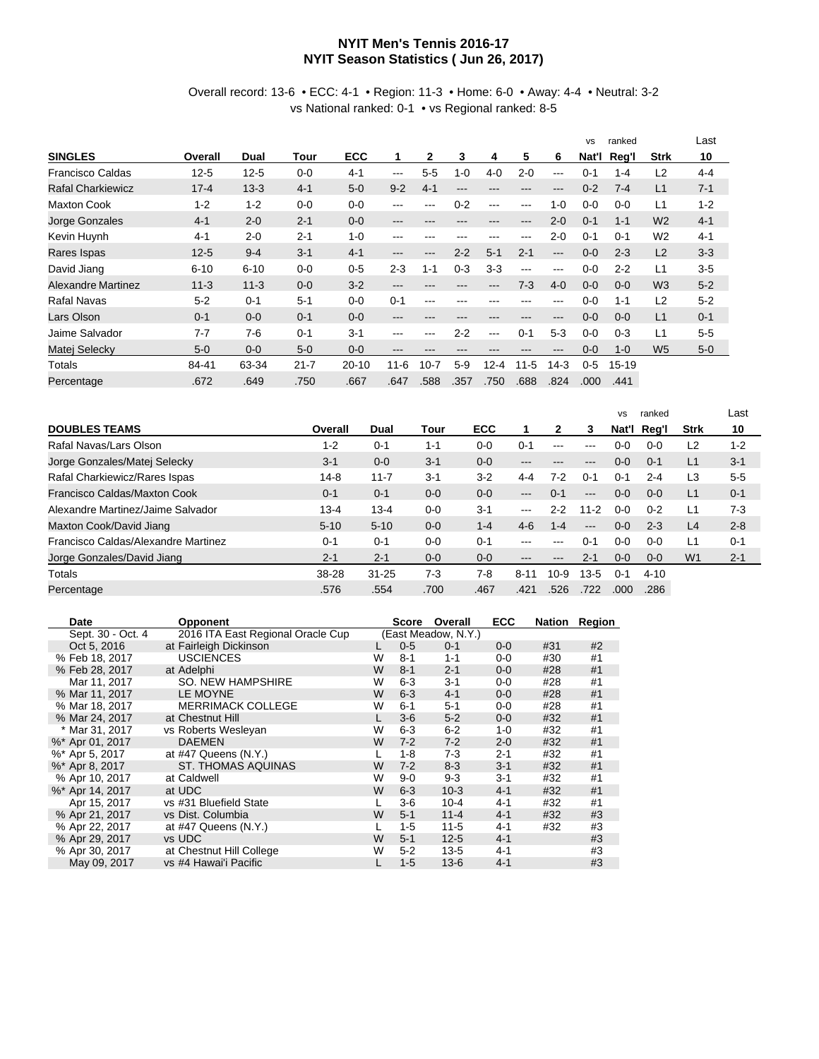# NYIT Men's Tennis 2016-17
## NYIT Season Statistics ( Jun 26, 2017)

Overall record: 13-6 • ECC: 4-1 • Region: 11-3 • Home: 6-0 • Away: 4-4 • Neutral: 3-2
vs National ranked: 0-1 • vs Regional ranked: 8-5

| SINGLES | Overall | Dual | Tour | ECC | 1 | 2 | 3 | 4 | 5 | 6 | vs Nat'l | ranked Reg'l | Strk | Last 10 |
|---|---|---|---|---|---|---|---|---|---|---|---|---|---|---|
| Francisco Caldas | 12-5 | 12-5 | 0-0 | 4-1 | --- | 5-5 | 1-0 | 4-0 | 2-0 | --- | 0-1 | 1-4 | L2 | 4-4 |
| Rafal Charkiewicz | 17-4 | 13-3 | 4-1 | 5-0 | 9-2 | 4-1 | --- | --- | --- | --- | 0-2 | 7-4 | L1 | 7-1 |
| Maxton Cook | 1-2 | 1-2 | 0-0 | 0-0 | --- | --- | 0-2 | --- | --- | 1-0 | 0-0 | 0-0 | L1 | 1-2 |
| Jorge Gonzales | 4-1 | 2-0 | 2-1 | 0-0 | --- | --- | --- | --- | --- | 2-0 | 0-1 | 1-1 | W2 | 4-1 |
| Kevin Huynh | 4-1 | 2-0 | 2-1 | 1-0 | --- | --- | --- | --- | --- | 2-0 | 0-1 | 0-1 | W2 | 4-1 |
| Rares Ispas | 12-5 | 9-4 | 3-1 | 4-1 | --- | --- | 2-2 | 5-1 | 2-1 | --- | 0-0 | 2-3 | L2 | 3-3 |
| David Jiang | 6-10 | 6-10 | 0-0 | 0-5 | 2-3 | 1-1 | 0-3 | 3-3 | --- | --- | 0-0 | 2-2 | L1 | 3-5 |
| Alexandre Martinez | 11-3 | 11-3 | 0-0 | 3-2 | --- | --- | --- | --- | 7-3 | 4-0 | 0-0 | 0-0 | W3 | 5-2 |
| Rafal Navas | 5-2 | 0-1 | 5-1 | 0-0 | 0-1 | --- | --- | --- | --- | --- | 0-0 | 1-1 | L2 | 5-2 |
| Lars Olson | 0-1 | 0-0 | 0-1 | 0-0 | --- | --- | --- | --- | --- | --- | 0-0 | 0-0 | L1 | 0-1 |
| Jaime Salvador | 7-7 | 7-6 | 0-1 | 3-1 | --- | --- | 2-2 | --- | 0-1 | 5-3 | 0-0 | 0-3 | L1 | 5-5 |
| Matej Selecky | 5-0 | 0-0 | 5-0 | 0-0 | --- | --- | --- | --- | --- | --- | 0-0 | 1-0 | W5 | 5-0 |
| Totals | 84-41 | 63-34 | 21-7 | 20-10 | 11-6 | 10-7 | 5-9 | 12-4 | 11-5 | 14-3 | 0-5 | 15-19 | | |
| Percentage | .672 | .649 | .750 | .667 | .647 | .588 | .357 | .750 | .688 | .824 | .000 | .441 | | |

| DOUBLES TEAMS | Overall | Dual | Tour | ECC | 1 | 2 | 3 | vs Nat'l | ranked Reg'l | Strk | Last 10 |
|---|---|---|---|---|---|---|---|---|---|---|---|
| Rafal Navas/Lars Olson | 1-2 | 0-1 | 1-1 | 0-0 | 0-1 | --- | --- | 0-0 | 0-0 | L2 | 1-2 |
| Jorge Gonzales/Matej Selecky | 3-1 | 0-0 | 3-1 | 0-0 | --- | --- | --- | 0-0 | 0-1 | L1 | 3-1 |
| Rafal Charkiewicz/Rares Ispas | 14-8 | 11-7 | 3-1 | 3-2 | 4-4 | 7-2 | 0-1 | 0-1 | 2-4 | L3 | 5-5 |
| Francisco Caldas/Maxton Cook | 0-1 | 0-1 | 0-0 | 0-0 | --- | 0-1 | --- | 0-0 | 0-0 | L1 | 0-1 |
| Alexandre Martinez/Jaime Salvador | 13-4 | 13-4 | 0-0 | 3-1 | --- | 2-2 | 11-2 | 0-0 | 0-2 | L1 | 7-3 |
| Maxton Cook/David Jiang | 5-10 | 5-10 | 0-0 | 1-4 | 4-6 | 1-4 | --- | 0-0 | 2-3 | L4 | 2-8 |
| Francisco Caldas/Alexandre Martinez | 0-1 | 0-1 | 0-0 | 0-1 | --- | --- | 0-1 | 0-0 | 0-0 | L1 | 0-1 |
| Jorge Gonzales/David Jiang | 2-1 | 2-1 | 0-0 | 0-0 | --- | --- | 2-1 | 0-0 | 0-0 | W1 | 2-1 |
| Totals | 38-28 | 31-25 | 7-3 | 7-8 | 8-11 | 10-9 | 13-5 | 0-1 | 4-10 | | |
| Percentage | .576 | .554 | .700 | .467 | .421 | .526 | .722 | .000 | .286 | | |

| Date | Opponent | | Score | Overall | ECC | Nation | Region |
|---|---|---|---|---|---|---|---|
| Sept. 30 - Oct. 4 | 2016 ITA East Regional Oracle Cup | | (East Meadow, N.Y.) | | | | |
| Oct 5, 2016 | at Fairleigh Dickinson | L | 0-5 | 0-1 | 0-0 | #31 | #2 |
| % Feb 18, 2017 | USCIENCES | W | 8-1 | 1-1 | 0-0 | #30 | #1 |
| % Feb 28, 2017 | at Adelphi | W | 8-1 | 2-1 | 0-0 | #28 | #1 |
| Mar 11, 2017 | SO. NEW HAMPSHIRE | W | 6-3 | 3-1 | 0-0 | #28 | #1 |
| % Mar 11, 2017 | LE MOYNE | W | 6-3 | 4-1 | 0-0 | #28 | #1 |
| % Mar 18, 2017 | MERRIMACK COLLEGE | W | 6-1 | 5-1 | 0-0 | #28 | #1 |
| % Mar 24, 2017 | at Chestnut Hill | L | 3-6 | 5-2 | 0-0 | #32 | #1 |
| * Mar 31, 2017 | vs Roberts Wesleyan | W | 6-3 | 6-2 | 1-0 | #32 | #1 |
| %* Apr 01, 2017 | DAEMEN | W | 7-2 | 7-2 | 2-0 | #32 | #1 |
| %* Apr 5, 2017 | at #47 Queens (N.Y.) | L | 1-8 | 7-3 | 2-1 | #32 | #1 |
| %* Apr 8, 2017 | ST. THOMAS AQUINAS | W | 7-2 | 8-3 | 3-1 | #32 | #1 |
| % Apr 10, 2017 | at Caldwell | W | 9-0 | 9-3 | 3-1 | #32 | #1 |
| %* Apr 14, 2017 | at UDC | W | 6-3 | 10-3 | 4-1 | #32 | #1 |
| Apr 15, 2017 | vs #31 Bluefield State | L | 3-6 | 10-4 | 4-1 | #32 | #1 |
| % Apr 21, 2017 | vs Dist. Columbia | W | 5-1 | 11-4 | 4-1 | #32 | #3 |
| % Apr 22, 2017 | at #47 Queens (N.Y.) | L | 1-5 | 11-5 | 4-1 | #32 | #3 |
| % Apr 29, 2017 | vs UDC | W | 5-1 | 12-5 | 4-1 | | #3 |
| % Apr 30, 2017 | at Chestnut Hill College | W | 5-2 | 13-5 | 4-1 | | #3 |
| May 09, 2017 | vs #4 Hawai'i Pacific | L | 1-5 | 13-6 | 4-1 | | #3 |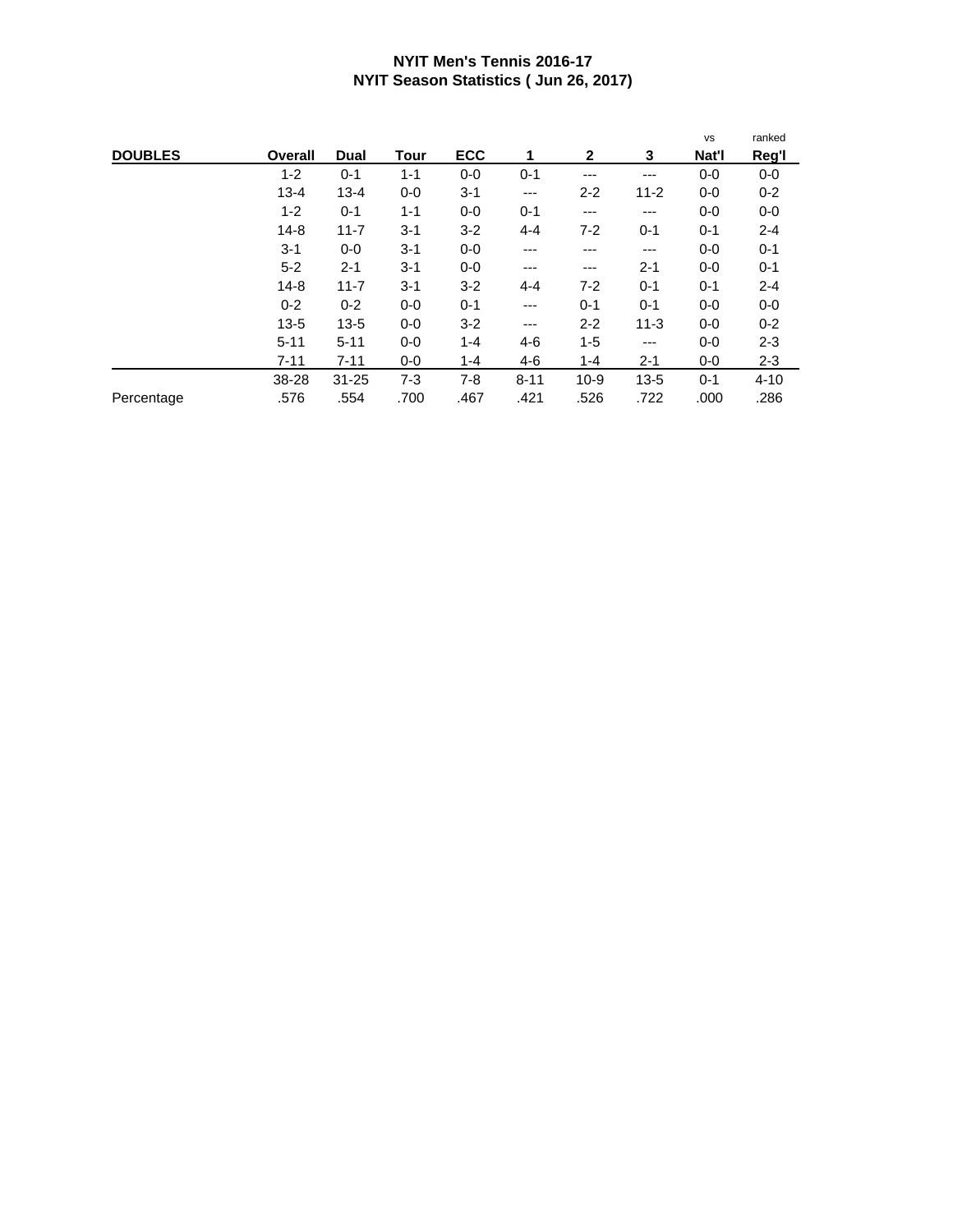**NYIT Men's Tennis 2016-17**
**NYIT Season Statistics ( Jun 26, 2017)**

| DOUBLES | Overall | Dual | Tour | ECC | 1 | 2 | 3 | vs Nat'l | ranked Reg'l |
|---|---|---|---|---|---|---|---|---|---|
| | 1-2 | 0-1 | 1-1 | 0-0 | 0-1 | --- | --- | 0-0 | 0-0 |
| | 13-4 | 13-4 | 0-0 | 3-1 | --- | 2-2 | 11-2 | 0-0 | 0-2 |
| | 1-2 | 0-1 | 1-1 | 0-0 | 0-1 | --- | --- | 0-0 | 0-0 |
| | 14-8 | 11-7 | 3-1 | 3-2 | 4-4 | 7-2 | 0-1 | 0-1 | 2-4 |
| | 3-1 | 0-0 | 3-1 | 0-0 | --- | --- | --- | 0-0 | 0-1 |
| | 5-2 | 2-1 | 3-1 | 0-0 | --- | --- | 2-1 | 0-0 | 0-1 |
| | 14-8 | 11-7 | 3-1 | 3-2 | 4-4 | 7-2 | 0-1 | 0-1 | 2-4 |
| | 0-2 | 0-2 | 0-0 | 0-1 | --- | 0-1 | 0-1 | 0-0 | 0-0 |
| | 13-5 | 13-5 | 0-0 | 3-2 | --- | 2-2 | 11-3 | 0-0 | 0-2 |
| | 5-11 | 5-11 | 0-0 | 1-4 | 4-6 | 1-5 | --- | 0-0 | 2-3 |
| | 7-11 | 7-11 | 0-0 | 1-4 | 4-6 | 1-4 | 2-1 | 0-0 | 2-3 |
| | 38-28 | 31-25 | 7-3 | 7-8 | 8-11 | 10-9 | 13-5 | 0-1 | 4-10 |
| Percentage | .576 | .554 | .700 | .467 | .421 | .526 | .722 | .000 | .286 |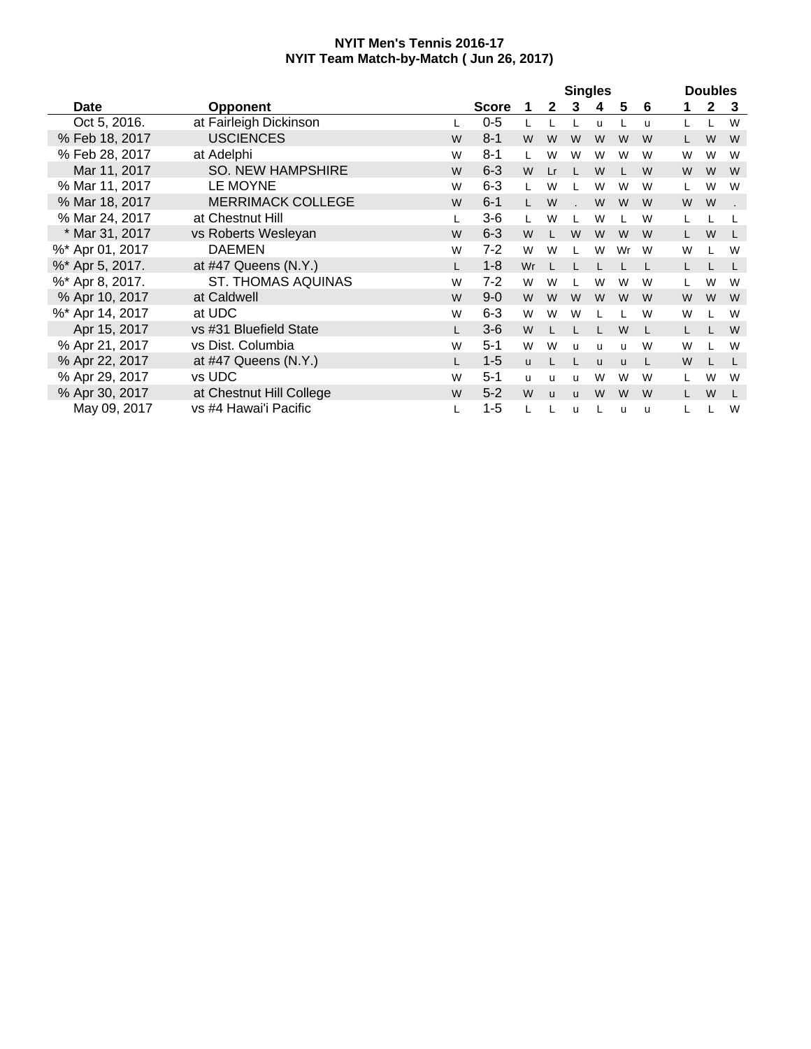**NYIT Men's Tennis 2016-17**
**NYIT Team Match-by-Match ( Jun 26, 2017)**

| Date | Opponent | | Score | Singles 1 | 2 | 3 | 4 | 5 | 6 | Doubles 1 | 2 | 3 |
|---|---|---|---|---|---|---|---|---|---|---|---|---|
| Oct 5, 2016. | at Fairleigh Dickinson | L | 0-5 | L | L | L | u | L | u | L | L | W |
| % Feb 18, 2017 | USCIENCES | W | 8-1 | W | W | W | W | W | W | L | W | W |
| % Feb 28, 2017 | at Adelphi | W | 8-1 | L | W | W | W | W | W | W | W | W |
| Mar 11, 2017 | SO. NEW HAMPSHIRE | W | 6-3 | W | Lr | L | W | L | W | W | W | W |
| % Mar 11, 2017 | LE MOYNE | W | 6-3 | L | W | L | W | W | W | L | W | W |
| % Mar 18, 2017 | MERRIMACK COLLEGE | W | 6-1 | L | W | . | W | W | W | W | W | . |
| % Mar 24, 2017 | at Chestnut Hill | L | 3-6 | L | W | L | W | L | W | L | L | L |
| * Mar 31, 2017 | vs Roberts Wesleyan | W | 6-3 | W | L | W | W | W | W | L | W | L |
| %* Apr 01, 2017 | DAEMEN | W | 7-2 | W | W | L | W | Wr | W | W | L | W |
| %* Apr 5, 2017. | at #47 Queens (N.Y.) | L | 1-8 | Wr | L | L | L | L | L | L | L | L |
| %* Apr 8, 2017. | ST. THOMAS AQUINAS | W | 7-2 | W | W | L | W | W | W | L | W | W |
| % Apr 10, 2017 | at Caldwell | W | 9-0 | W | W | W | W | W | W | W | W | W |
| %* Apr 14, 2017 | at UDC | W | 6-3 | W | W | W | L | L | W | W | L | W |
| Apr 15, 2017 | vs #31 Bluefield State | L | 3-6 | W | L | L | L | W | L | L | L | W |
| % Apr 21, 2017 | vs Dist. Columbia | W | 5-1 | W | W | u | u | u | W | W | L | W |
| % Apr 22, 2017 | at #47 Queens (N.Y.) | L | 1-5 | u | L | L | u | u | L | W | L | L |
| % Apr 29, 2017 | vs UDC | W | 5-1 | u | u | u | W | W | W | L | W | W |
| % Apr 30, 2017 | at Chestnut Hill College | W | 5-2 | W | u | u | W | W | W | L | W | L |
| May 09, 2017 | vs #4 Hawai'i Pacific | L | 1-5 | L | L | u | L | u | u | L | L | W |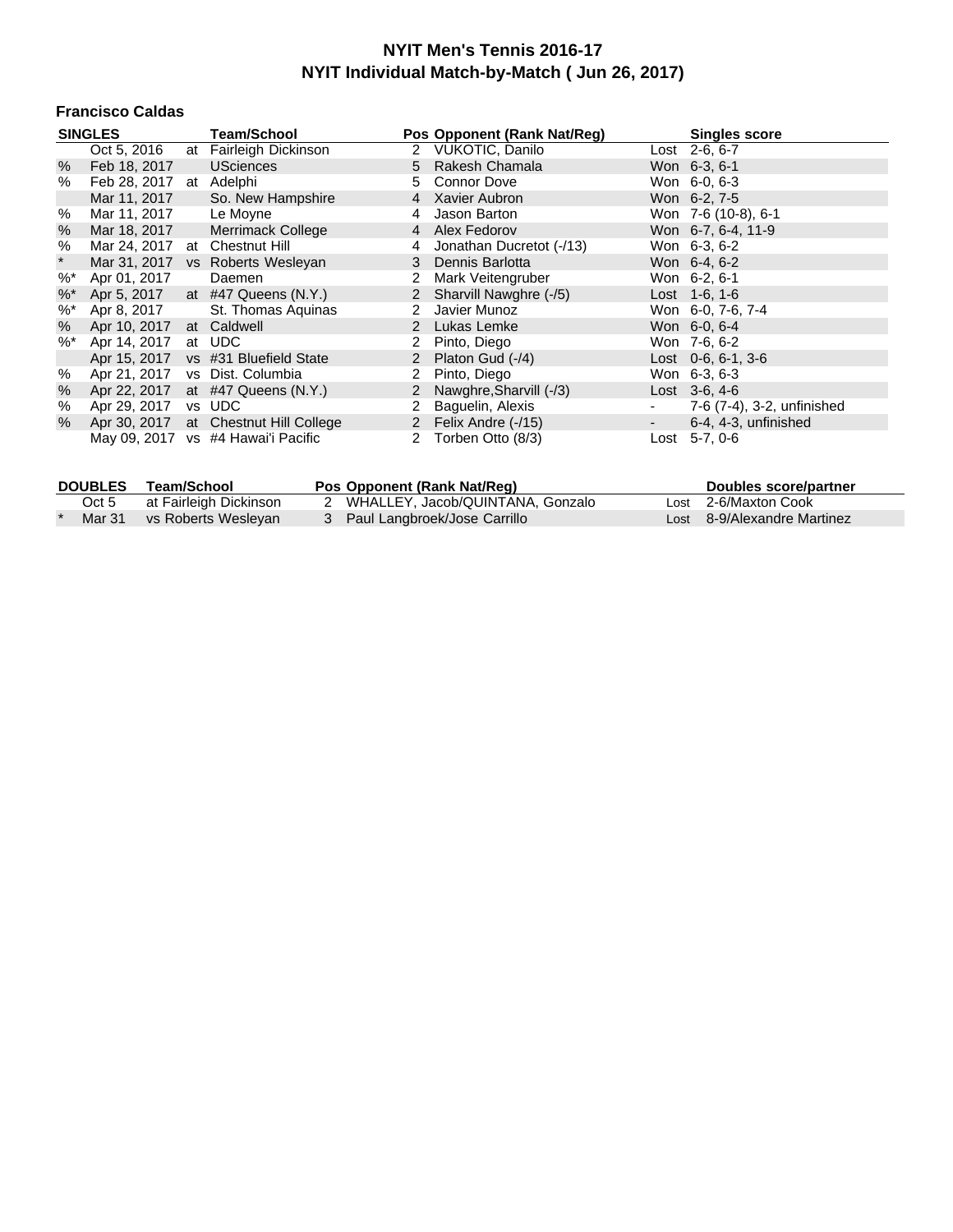# NYIT Men's Tennis 2016-17
## NYIT Individual Match-by-Match ( Jun 26, 2017)

### Francisco Caldas

| SINGLES | | | Team/School | Pos | Opponent (Rank Nat/Reg) | | Singles score |
|---|---|---|---|---|---|---|---|
| | Oct 5, 2016 | at | Fairleigh Dickinson | 2 | VUKOTIC, Danilo | Lost | 2-6, 6-7 |
| % | Feb 18, 2017 | | USciences | 5 | Rakesh Chamala | Won | 6-3, 6-1 |
| % | Feb 28, 2017 | at | Adelphi | 5 | Connor Dove | Won | 6-0, 6-3 |
| | Mar 11, 2017 | | So. New Hampshire | 4 | Xavier Aubron | Won | 6-2, 7-5 |
| % | Mar 11, 2017 | | Le Moyne | 4 | Jason Barton | Won | 7-6 (10-8), 6-1 |
| % | Mar 18, 2017 | | Merrimack College | 4 | Alex Fedorov | Won | 6-7, 6-4, 11-9 |
| % | Mar 24, 2017 | at | Chestnut Hill | 4 | Jonathan Ducretot (-/13) | Won | 6-3, 6-2 |
| * | Mar 31, 2017 | vs | Roberts Wesleyan | 3 | Dennis Barlotta | Won | 6-4, 6-2 |
| %* | Apr 01, 2017 | | Daemen | 2 | Mark Veitengruber | Won | 6-2, 6-1 |
| %* | Apr 5, 2017 | at | #47 Queens (N.Y.) | 2 | Sharvill Nawghre (-/5) | Lost | 1-6, 1-6 |
| %* | Apr 8, 2017 | | St. Thomas Aquinas | 2 | Javier Munoz | Won | 6-0, 7-6, 7-4 |
| % | Apr 10, 2017 | at | Caldwell | 2 | Lukas Lemke | Won | 6-0, 6-4 |
| %* | Apr 14, 2017 | at | UDC | 2 | Pinto, Diego | Won | 7-6, 6-2 |
| | Apr 15, 2017 | vs | #31 Bluefield State | 2 | Platon Gud (-/4) | Lost | 0-6, 6-1, 3-6 |
| % | Apr 21, 2017 | vs | Dist. Columbia | 2 | Pinto, Diego | Won | 6-3, 6-3 |
| % | Apr 22, 2017 | at | #47 Queens (N.Y.) | 2 | Nawghre,Sharvill (-/3) | Lost | 3-6, 4-6 |
| % | Apr 29, 2017 | vs | UDC | 2 | Baguelin, Alexis | - | 7-6 (7-4), 3-2, unfinished |
| % | Apr 30, 2017 | at | Chestnut Hill College | 2 | Felix Andre (-/15) | - | 6-4, 4-3, unfinished |
| | May 09, 2017 | vs | #4 Hawai'i Pacific | 2 | Torben Otto (8/3) | Lost | 5-7, 0-6 |

| DOUBLES | | Team/School | Pos | Opponent (Rank Nat/Reg) | | Doubles score/partner |
|---|---|---|---|---|---|---|
| | Oct 5 | at Fairleigh Dickinson | 2 | WHALLEY, Jacob/QUINTANA, Gonzalo | Lost | 2-6/Maxton Cook |
| * | Mar 31 | vs Roberts Wesleyan | 3 | Paul Langbroek/Jose Carrillo | Lost | 8-9/Alexandre Martinez |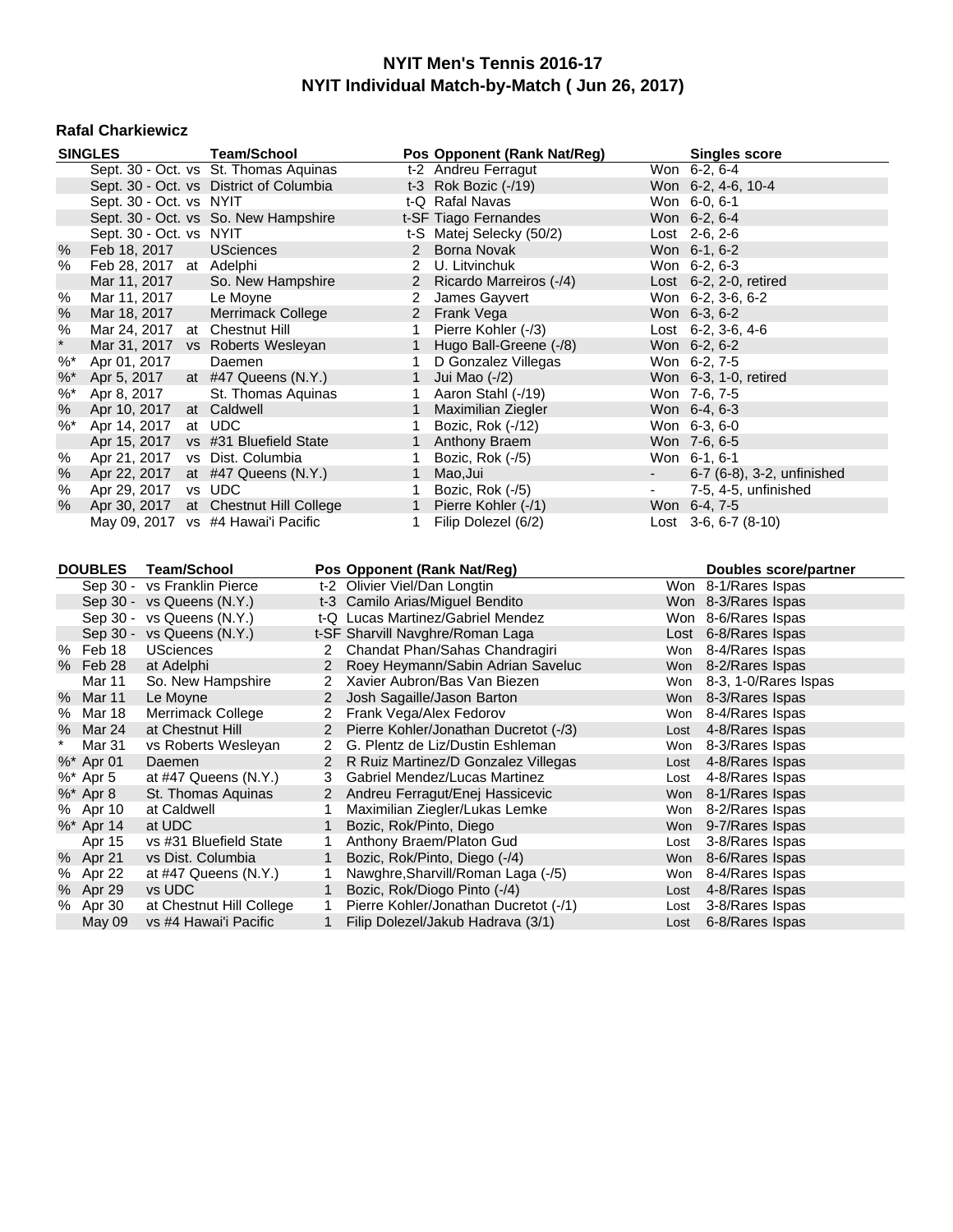# NYIT Men's Tennis 2016-17
## NYIT Individual Match-by-Match ( Jun 26, 2017)

### Rafal Charkiewicz

| | SINGLES | | Team/School | Pos | Opponent (Rank Nat/Reg) | | Singles score |
|---|---|---|---|---|---|---|---|
| | Sept. 30 - Oct. | vs | St. Thomas Aquinas | t-2 | Andreu Ferragut | Won | 6-2, 6-4 |
| | Sept. 30 - Oct. | vs | District of Columbia | t-3 | Rok Bozic (-/19) | Won | 6-2, 4-6, 10-4 |
| | Sept. 30 - Oct. | vs | NYIT | t-Q | Rafal Navas | Won | 6-0, 6-1 |
| | Sept. 30 - Oct. | vs | So. New Hampshire | t-SF | Tiago Fernandes | Won | 6-2, 6-4 |
| | Sept. 30 - Oct. | vs | NYIT | t-S | Matej Selecky (50/2) | Lost | 2-6, 2-6 |
| % | Feb 18, 2017 | | USciences | 2 | Borna Novak | Won | 6-1, 6-2 |
| % | Feb 28, 2017 | at | Adelphi | 2 | U. Litvinchuk | Won | 6-2, 6-3 |
| | Mar 11, 2017 | | So. New Hampshire | 2 | Ricardo Marreiros (-/4) | Lost | 6-2, 2-0, retired |
| % | Mar 11, 2017 | | Le Moyne | 2 | James Gayvert | Won | 6-2, 3-6, 6-2 |
| % | Mar 18, 2017 | | Merrimack College | 2 | Frank Vega | Won | 6-3, 6-2 |
| % | Mar 24, 2017 | at | Chestnut Hill | 1 | Pierre Kohler (-/3) | Lost | 6-2, 3-6, 4-6 |
| * | Mar 31, 2017 | vs | Roberts Wesleyan | 1 | Hugo Ball-Greene (-/8) | Won | 6-2, 6-2 |
| %* | Apr 01, 2017 | | Daemen | 1 | D Gonzalez Villegas | Won | 6-2, 7-5 |
| %* | Apr 5, 2017 | at | #47 Queens (N.Y.) | 1 | Jui Mao (-/2) | Won | 6-3, 1-0, retired |
| %* | Apr 8, 2017 | | St. Thomas Aquinas | 1 | Aaron Stahl (-/19) | Won | 7-6, 7-5 |
| % | Apr 10, 2017 | at | Caldwell | 1 | Maximilian Ziegler | Won | 6-4, 6-3 |
| %* | Apr 14, 2017 | at | UDC | 1 | Bozic, Rok (-/12) | Won | 6-3, 6-0 |
| | Apr 15, 2017 | vs | #31 Bluefield State | 1 | Anthony Braem | Won | 7-6, 6-5 |
| % | Apr 21, 2017 | vs | Dist. Columbia | 1 | Bozic, Rok (-/5) | Won | 6-1, 6-1 |
| % | Apr 22, 2017 | at | #47 Queens (N.Y.) | 1 | Mao,Jui | - | 6-7 (6-8), 3-2, unfinished |
| % | Apr 29, 2017 | vs | UDC | 1 | Bozic, Rok (-/5) | - | 7-5, 4-5, unfinished |
| % | Apr 30, 2017 | at | Chestnut Hill College | 1 | Pierre Kohler (-/1) | Won | 6-4, 7-5 |
| | May 09, 2017 | vs | #4 Hawai'i Pacific | 1 | Filip Dolezel (6/2) | Lost | 3-6, 6-7 (8-10) |

| | DOUBLES | Team/School | Pos | Opponent (Rank Nat/Reg) | | Doubles score/partner |
|---|---|---|---|---|---|---|
| | Sep 30 - | vs Franklin Pierce | t-2 | Olivier Viel/Dan Longtin | Won | 8-1/Rares Ispas |
| | Sep 30 - | vs Queens (N.Y.) | t-3 | Camilo Arias/Miguel Bendito | Won | 8-3/Rares Ispas |
| | Sep 30 - | vs Queens (N.Y.) | t-Q | Lucas Martinez/Gabriel Mendez | Won | 8-6/Rares Ispas |
| | Sep 30 - | vs Queens (N.Y.) | t-SF | Sharvill Navghre/Roman Laga | Lost | 6-8/Rares Ispas |
| % | Feb 18 | USciences | 2 | Chandat Phan/Sahas Chandragiri | Won | 8-4/Rares Ispas |
| % | Feb 28 | at Adelphi | 2 | Roey Heymann/Sabin Adrian Saveluc | Won | 8-2/Rares Ispas |
| | Mar 11 | So. New Hampshire | 2 | Xavier Aubron/Bas Van Biezen | Won | 8-3, 1-0/Rares Ispas |
| % | Mar 11 | Le Moyne | 2 | Josh Sagaille/Jason Barton | Won | 8-3/Rares Ispas |
| % | Mar 18 | Merrimack College | 2 | Frank Vega/Alex Fedorov | Won | 8-4/Rares Ispas |
| % | Mar 24 | at Chestnut Hill | 2 | Pierre Kohler/Jonathan Ducretot (-/3) | Lost | 4-8/Rares Ispas |
| * | Mar 31 | vs Roberts Wesleyan | 2 | G. Plentz de Liz/Dustin Eshleman | Won | 8-3/Rares Ispas |
| %* | Apr 01 | Daemen | 2 | R Ruiz Martinez/D Gonzalez Villegas | Lost | 4-8/Rares Ispas |
| %* | Apr 5 | at #47 Queens (N.Y.) | 3 | Gabriel Mendez/Lucas Martinez | Lost | 4-8/Rares Ispas |
| %* | Apr 8 | St. Thomas Aquinas | 2 | Andreu Ferragut/Enej Hassicevic | Won | 8-1/Rares Ispas |
| % | Apr 10 | at Caldwell | 1 | Maximilian Ziegler/Lukas Lemke | Won | 8-2/Rares Ispas |
| %* | Apr 14 | at UDC | 1 | Bozic, Rok/Pinto, Diego | Won | 9-7/Rares Ispas |
| | Apr 15 | vs #31 Bluefield State | 1 | Anthony Braem/Platon Gud | Lost | 3-8/Rares Ispas |
| % | Apr 21 | vs Dist. Columbia | 1 | Bozic, Rok/Pinto, Diego (-/4) | Won | 8-6/Rares Ispas |
| % | Apr 22 | at #47 Queens (N.Y.) | 1 | Nawghre,Sharvill/Roman Laga (-/5) | Won | 8-4/Rares Ispas |
| % | Apr 29 | vs UDC | 1 | Bozic, Rok/Diogo Pinto (-/4) | Lost | 4-8/Rares Ispas |
| % | Apr 30 | at Chestnut Hill College | 1 | Pierre Kohler/Jonathan Ducretot (-/1) | Lost | 3-8/Rares Ispas |
| | May 09 | vs #4 Hawai'i Pacific | 1 | Filip Dolezel/Jakub Hadrava (3/1) | Lost | 6-8/Rares Ispas |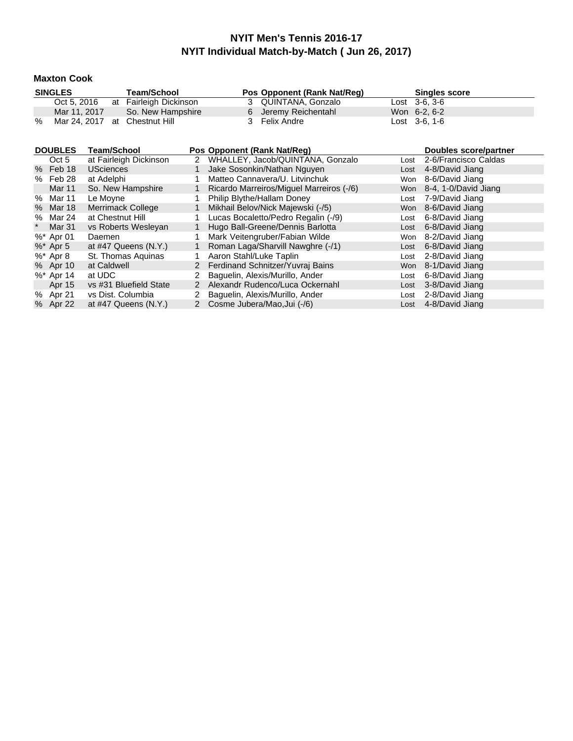# NYIT Men's Tennis 2016-17
## NYIT Individual Match-by-Match ( Jun 26, 2017)

### Maxton Cook

| | SINGLES | | Team/School | Pos | Opponent (Rank Nat/Reg) | | Singles score |
|---|---|---|---|---|---|---|---|
| | Oct 5, 2016 | at | Fairleigh Dickinson | 3 | QUINTANA, Gonzalo | Lost | 3-6, 3-6 |
| | Mar 11, 2017 | | So. New Hampshire | 6 | Jeremy Reichentahl | Won | 6-2, 6-2 |
| % | Mar 24, 2017 | at | Chestnut Hill | 3 | Felix Andre | Lost | 3-6, 1-6 |

| | DOUBLES | Team/School | Pos | Opponent (Rank Nat/Reg) | | Doubles score/partner |
|---|---|---|---|---|---|---|
| | Oct 5 | at Fairleigh Dickinson | 2 | WHALLEY, Jacob/QUINTANA, Gonzalo | Lost | 2-6/Francisco Caldas |
| % | Feb 18 | USciences | 1 | Jake Sosonkin/Nathan Nguyen | Lost | 4-8/David Jiang |
| % | Feb 28 | at Adelphi | 1 | Matteo Cannavera/U. Litvinchuk | Won | 8-6/David Jiang |
| | Mar 11 | So. New Hampshire | 1 | Ricardo Marreiros/Miguel Marreiros (-/6) | Won | 8-4, 1-0/David Jiang |
| % | Mar 11 | Le Moyne | 1 | Philip Blythe/Hallam Doney | Lost | 7-9/David Jiang |
| % | Mar 18 | Merrimack College | 1 | Mikhail Belov/Nick Majewski (-/5) | Won | 8-6/David Jiang |
| % | Mar 24 | at Chestnut Hill | 1 | Lucas Bocaletto/Pedro Regalin (-/9) | Lost | 6-8/David Jiang |
| * | Mar 31 | vs Roberts Wesleyan | 1 | Hugo Ball-Greene/Dennis Barlotta | Lost | 6-8/David Jiang |
| %* | Apr 01 | Daemen | 1 | Mark Veitengruber/Fabian Wilde | Won | 8-2/David Jiang |
| %* | Apr 5 | at #47 Queens (N.Y.) | 1 | Roman Laga/Sharvill Nawghre (-/1) | Lost | 6-8/David Jiang |
| %* | Apr 8 | St. Thomas Aquinas | 1 | Aaron Stahl/Luke Taplin | Lost | 2-8/David Jiang |
| % | Apr 10 | at Caldwell | 2 | Ferdinand Schnitzer/Yuvraj Bains | Won | 8-1/David Jiang |
| %* | Apr 14 | at UDC | 2 | Baguelin, Alexis/Murillo, Ander | Lost | 6-8/David Jiang |
| | Apr 15 | vs #31 Bluefield State | 2 | Alexandr Rudenco/Luca Ockernahl | Lost | 3-8/David Jiang |
| % | Apr 21 | vs Dist. Columbia | 2 | Baguelin, Alexis/Murillo, Ander | Lost | 2-8/David Jiang |
| % | Apr 22 | at #47 Queens (N.Y.) | 2 | Cosme Jubera/Mao,Jui (-/6) | Lost | 4-8/David Jiang |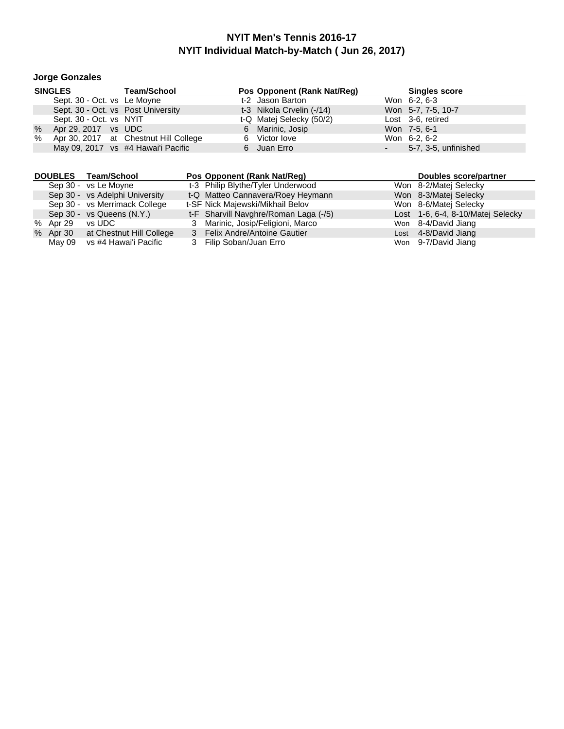# NYIT Men's Tennis 2016-17

## NYIT Individual Match-by-Match ( Jun 26, 2017)

### Jorge Gonzales

| | SINGLES | Team/School | Pos | Opponent (Rank Nat/Reg) | | Singles score |
|---|---|---|---|---|---|---|
| | Sept. 30 - Oct. | vs Le Moyne | t-2 | Jason Barton | Won | 6-2, 6-3 |
| | Sept. 30 - Oct. | vs Post University | t-3 | Nikola Crvelin (-/14) | Won | 5-7, 7-5, 10-7 |
| | Sept. 30 - Oct. | vs NYIT | t-Q | Matej Selecky (50/2) | Lost | 3-6, retired |
| % | Apr 29, 2017 | vs UDC | 6 | Marinic, Josip | Won | 7-5, 6-1 |
| % | Apr 30, 2017 | at Chestnut Hill College | 6 | Victor Iove | Won | 6-2, 6-2 |
| | May 09, 2017 | vs #4 Hawai'i Pacific | 6 | Juan Erro | - | 5-7, 3-5, unfinished |

| | DOUBLES | Team/School | Pos | Opponent (Rank Nat/Reg) | | Doubles score/partner |
|---|---|---|---|---|---|---|
| | Sep 30 - | vs Le Moyne | t-3 | Philip Blythe/Tyler Underwood | Won | 8-2/Matej Selecky |
| | Sep 30 - | vs Adelphi University | t-Q | Matteo Cannavera/Roey Heymann | Won | 8-3/Matej Selecky |
| | Sep 30 - | vs Merrimack College | t-SF | Nick Majewski/Mikhail Belov | Won | 8-6/Matej Selecky |
| | Sep 30 - | vs Queens (N.Y.) | t-F | Sharvill Navghre/Roman Laga (-/5) | Lost | 1-6, 6-4, 8-10/Matej Selecky |
| % | Apr 29 | vs UDC | 3 | Marinic, Josip/Feligioni, Marco | Won | 8-4/David Jiang |
| % | Apr 30 | at Chestnut Hill College | 3 | Felix Andre/Antoine Gautier | Lost | 4-8/David Jiang |
| | May 09 | vs #4 Hawai'i Pacific | 3 | Filip Soban/Juan Erro | Won | 9-7/David Jiang |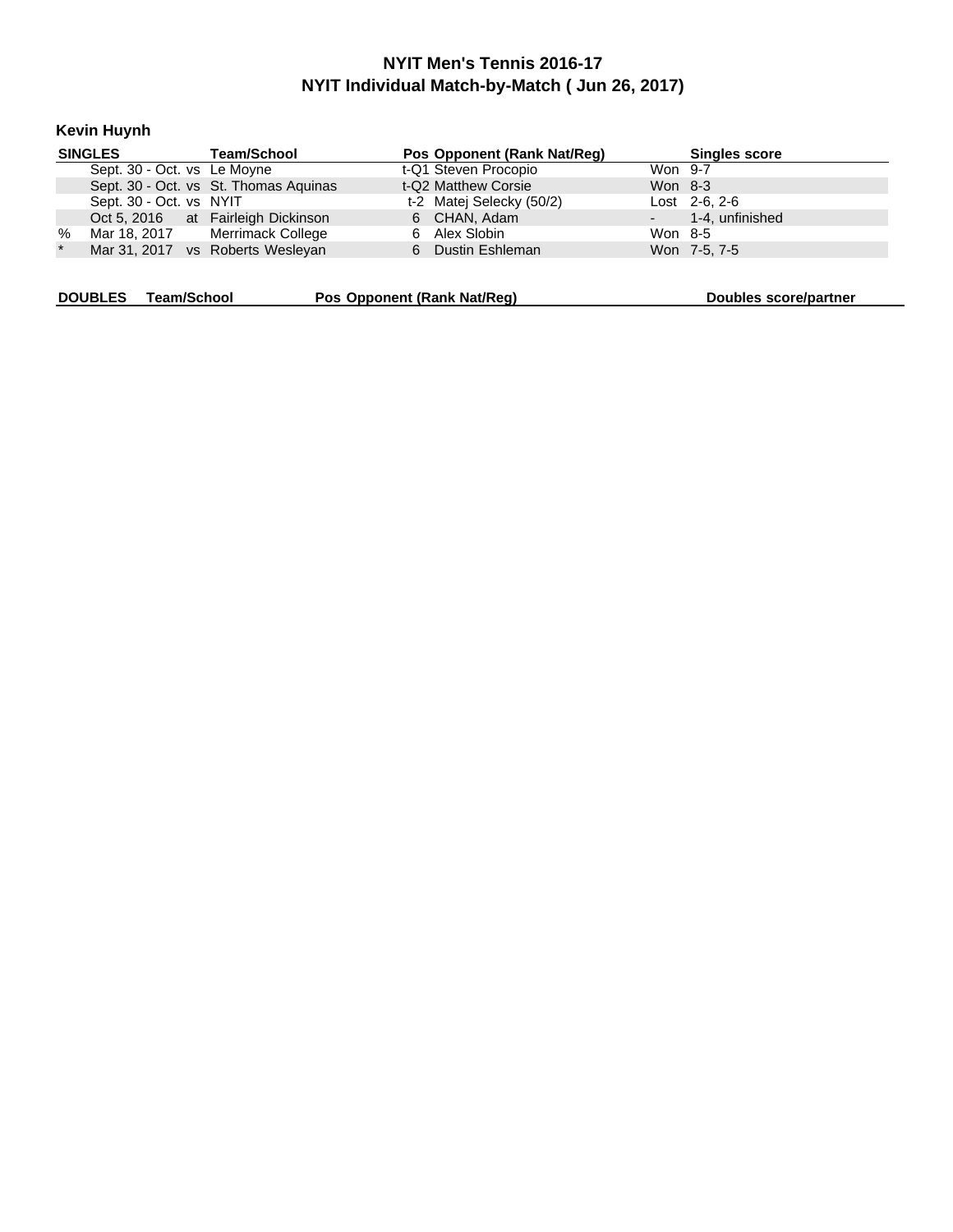# NYIT Men's Tennis 2016-17
## NYIT Individual Match-by-Match ( Jun 26, 2017)

### Kevin Huynh

| SINGLES | | | Team/School | Pos | Opponent (Rank Nat/Reg) | | Singles score |
|---|---|---|---|---|---|---|---|
| | Sept. 30 - Oct. | vs | Le Moyne | t-Q1 | Steven Procopio | Won | 9-7 |
| | Sept. 30 - Oct. | vs | St. Thomas Aquinas | t-Q2 | Matthew Corsie | Won | 8-3 |
| | Sept. 30 - Oct. | vs | NYIT | t-2 | Matej Selecky (50/2) | Lost | 2-6, 2-6 |
| | Oct 5, 2016 | at | Fairleigh Dickinson | 6 | CHAN, Adam | - | 1-4, unfinished |
| % | Mar 18, 2017 | | Merrimack College | 6 | Alex Slobin | Won | 8-5 |
| * | Mar 31, 2017 | vs | Roberts Wesleyan | 6 | Dustin Eshleman | Won | 7-5, 7-5 |

| DOUBLES | Team/School | Pos | Opponent (Rank Nat/Reg) | Doubles score/partner |
|---|---|---|---|---|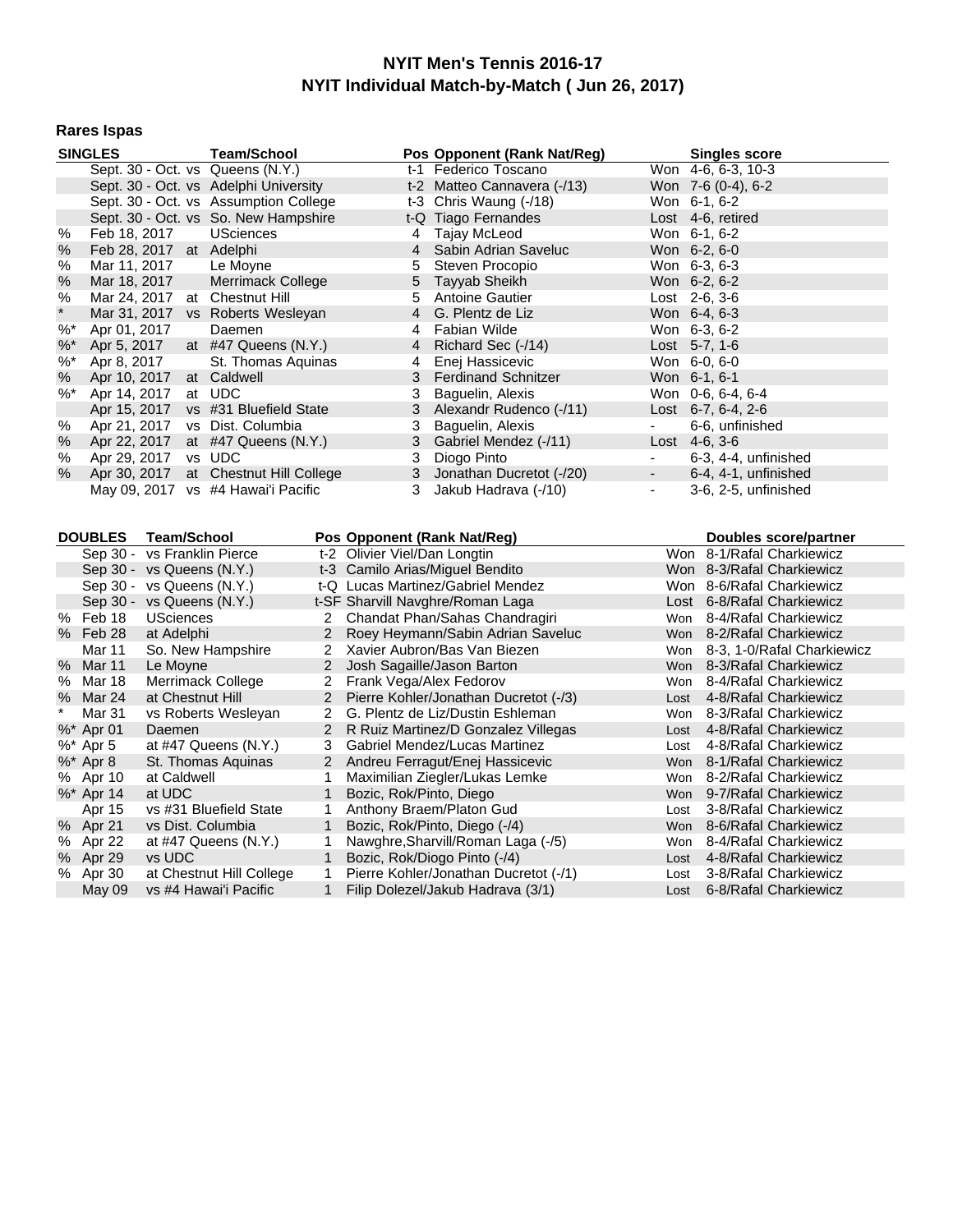# NYIT Men's Tennis 2016-17

## NYIT Individual Match-by-Match ( Jun 26, 2017)

### Rares Ispas

| | SINGLES | | Team/School | Pos | Opponent (Rank Nat/Reg) | | Singles score |
|---|---|---|---|---|---|---|---|
| | Sept. 30 - Oct. | vs | Queens (N.Y.) | t-1 | Federico Toscano | Won | 4-6, 6-3, 10-3 |
| | Sept. 30 - Oct. | vs | Adelphi University | t-2 | Matteo Cannavera (-/13) | Won | 7-6 (0-4), 6-2 |
| | Sept. 30 - Oct. | vs | Assumption College | t-3 | Chris Waung (-/18) | Won | 6-1, 6-2 |
| | Sept. 30 - Oct. | vs | So. New Hampshire | t-Q | Tiago Fernandes | Lost | 4-6, retired |
| % | Feb 18, 2017 | | USciences | 4 | Tajay McLeod | Won | 6-1, 6-2 |
| % | Feb 28, 2017 | at | Adelphi | 4 | Sabin Adrian Saveluc | Won | 6-2, 6-0 |
| % | Mar 11, 2017 | | Le Moyne | 5 | Steven Procopio | Won | 6-3, 6-3 |
| % | Mar 18, 2017 | | Merrimack College | 5 | Tayyab Sheikh | Won | 6-2, 6-2 |
| % | Mar 24, 2017 | at | Chestnut Hill | 5 | Antoine Gautier | Lost | 2-6, 3-6 |
| * | Mar 31, 2017 | vs | Roberts Wesleyan | 4 | G. Plentz de Liz | Won | 6-4, 6-3 |
| %* | Apr 01, 2017 | | Daemen | 4 | Fabian Wilde | Won | 6-3, 6-2 |
| %* | Apr 5, 2017 | at | #47 Queens (N.Y.) | 4 | Richard Sec (-/14) | Lost | 5-7, 1-6 |
| %* | Apr 8, 2017 | | St. Thomas Aquinas | 4 | Enej Hassicevic | Won | 6-0, 6-0 |
| % | Apr 10, 2017 | at | Caldwell | 3 | Ferdinand Schnitzer | Won | 6-1, 6-1 |
| %* | Apr 14, 2017 | at | UDC | 3 | Baguelin, Alexis | Won | 0-6, 6-4, 6-4 |
| | Apr 15, 2017 | vs | #31 Bluefield State | 3 | Alexandr Rudenco (-/11) | Lost | 6-7, 6-4, 2-6 |
| % | Apr 21, 2017 | vs | Dist. Columbia | 3 | Baguelin, Alexis | - | 6-6, unfinished |
| % | Apr 22, 2017 | at | #47 Queens (N.Y.) | 3 | Gabriel Mendez (-/11) | Lost | 4-6, 3-6 |
| % | Apr 29, 2017 | vs | UDC | 3 | Diogo Pinto | - | 6-3, 4-4, unfinished |
| % | Apr 30, 2017 | at | Chestnut Hill College | 3 | Jonathan Ducretot (-/20) | - | 6-4, 4-1, unfinished |
| | May 09, 2017 | vs | #4 Hawai'i Pacific | 3 | Jakub Hadrava (-/10) | - | 3-6, 2-5, unfinished |

| | DOUBLES | Team/School | Pos | Opponent (Rank Nat/Reg) | | Doubles score/partner |
|---|---|---|---|---|---|---|
| | Sep 30 - | vs Franklin Pierce | t-2 | Olivier Viel/Dan Longtin | Won | 8-1/Rafal Charkiewicz |
| | Sep 30 - | vs Queens (N.Y.) | t-3 | Camilo Arias/Miguel Bendito | Won | 8-3/Rafal Charkiewicz |
| | Sep 30 - | vs Queens (N.Y.) | t-Q | Lucas Martinez/Gabriel Mendez | Won | 8-6/Rafal Charkiewicz |
| | Sep 30 - | vs Queens (N.Y.) | t-SF | Sharvill Navghre/Roman Laga | Lost | 6-8/Rafal Charkiewicz |
| % | Feb 18 | USciences | 2 | Chandat Phan/Sahas Chandragiri | Won | 8-4/Rafal Charkiewicz |
| % | Feb 28 | at Adelphi | 2 | Roey Heymann/Sabin Adrian Saveluc | Won | 8-2/Rafal Charkiewicz |
| | Mar 11 | So. New Hampshire | 2 | Xavier Aubron/Bas Van Biezen | Won | 8-3, 1-0/Rafal Charkiewicz |
| % | Mar 11 | Le Moyne | 2 | Josh Sagaille/Jason Barton | Won | 8-3/Rafal Charkiewicz |
| % | Mar 18 | Merrimack College | 2 | Frank Vega/Alex Fedorov | Won | 8-4/Rafal Charkiewicz |
| % | Mar 24 | at Chestnut Hill | 2 | Pierre Kohler/Jonathan Ducretot (-/3) | Lost | 4-8/Rafal Charkiewicz |
| * | Mar 31 | vs Roberts Wesleyan | 2 | G. Plentz de Liz/Dustin Eshleman | Won | 8-3/Rafal Charkiewicz |
| %* | Apr 01 | Daemen | 2 | R Ruiz Martinez/D Gonzalez Villegas | Lost | 4-8/Rafal Charkiewicz |
| %* | Apr 5 | at #47 Queens (N.Y.) | 3 | Gabriel Mendez/Lucas Martinez | Lost | 4-8/Rafal Charkiewicz |
| %* | Apr 8 | St. Thomas Aquinas | 2 | Andreu Ferragut/Enej Hassicevic | Won | 8-1/Rafal Charkiewicz |
| % | Apr 10 | at Caldwell | 1 | Maximilian Ziegler/Lukas Lemke | Won | 8-2/Rafal Charkiewicz |
| %* | Apr 14 | at UDC | 1 | Bozic, Rok/Pinto, Diego | Won | 9-7/Rafal Charkiewicz |
| | Apr 15 | vs #31 Bluefield State | 1 | Anthony Braem/Platon Gud | Lost | 3-8/Rafal Charkiewicz |
| % | Apr 21 | vs Dist. Columbia | 1 | Bozic, Rok/Pinto, Diego (-/4) | Won | 8-6/Rafal Charkiewicz |
| % | Apr 22 | at #47 Queens (N.Y.) | 1 | Nawghre,Sharvill/Roman Laga (-/5) | Won | 8-4/Rafal Charkiewicz |
| % | Apr 29 | vs UDC | 1 | Bozic, Rok/Diogo Pinto (-/4) | Lost | 4-8/Rafal Charkiewicz |
| % | Apr 30 | at Chestnut Hill College | 1 | Pierre Kohler/Jonathan Ducretot (-/1) | Lost | 3-8/Rafal Charkiewicz |
| | May 09 | vs #4 Hawai'i Pacific | 1 | Filip Dolezel/Jakub Hadrava (3/1) | Lost | 6-8/Rafal Charkiewicz |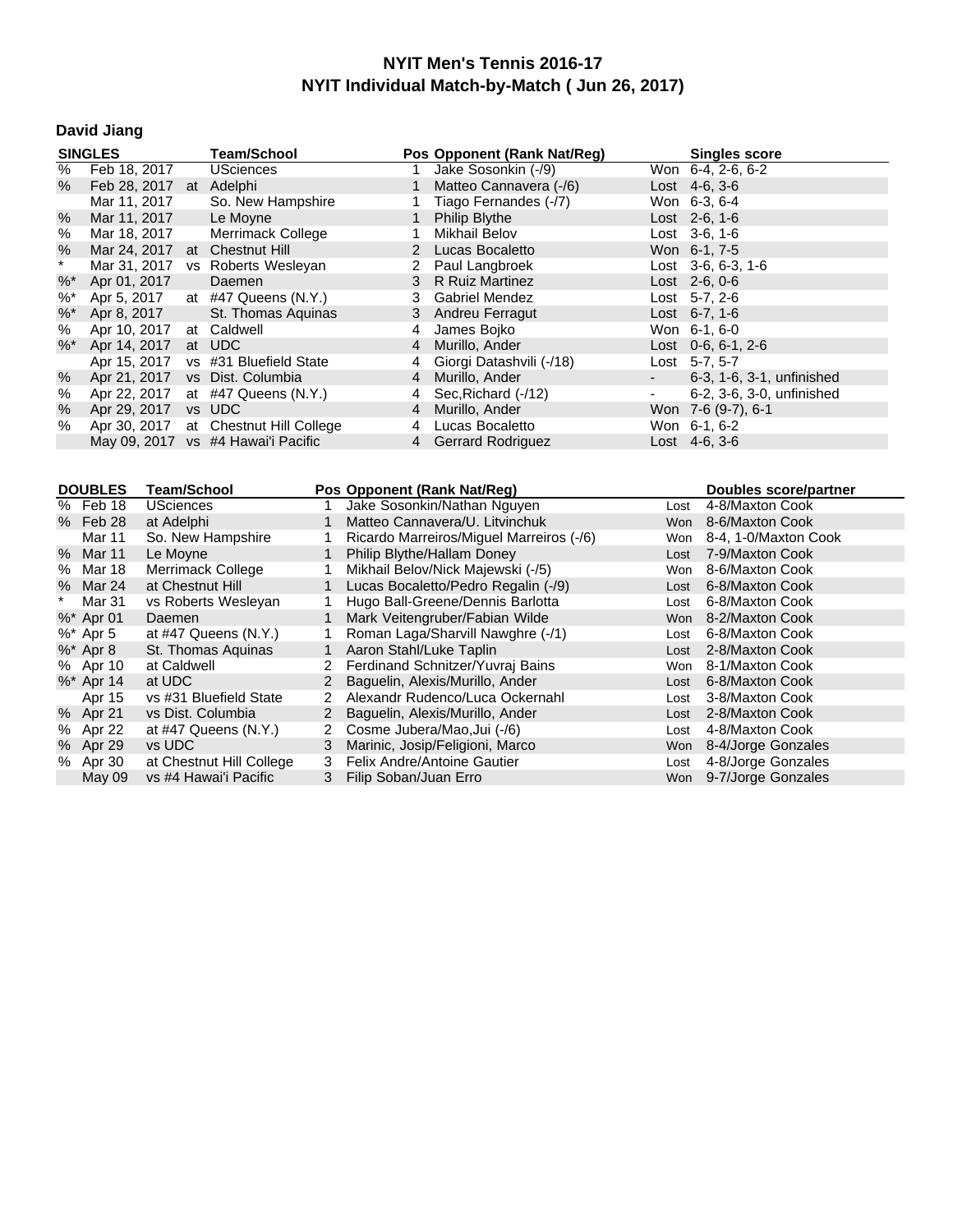# NYIT Men's Tennis 2016-17
## NYIT Individual Match-by-Match ( Jun 26, 2017)

### David Jiang

| SINGLES | | | Team/School | Pos | Opponent (Rank Nat/Reg) | | Singles score |
|---|---|---|---|---|---|---|---|
| % | Feb 18, 2017 | | USciences | 1 | Jake Sosonkin (-/9) | Won | 6-4, 2-6, 6-2 |
| % | Feb 28, 2017 | at | Adelphi | 1 | Matteo Cannavera (-/6) | Lost | 4-6, 3-6 |
| | Mar 11, 2017 | | So. New Hampshire | 1 | Tiago Fernandes (-/7) | Won | 6-3, 6-4 |
| % | Mar 11, 2017 | | Le Moyne | 1 | Philip Blythe | Lost | 2-6, 1-6 |
| % | Mar 18, 2017 | | Merrimack College | 1 | Mikhail Belov | Lost | 3-6, 1-6 |
| % | Mar 24, 2017 | at | Chestnut Hill | 2 | Lucas Bocaletto | Won | 6-1, 7-5 |
| * | Mar 31, 2017 | vs | Roberts Wesleyan | 2 | Paul Langbroek | Lost | 3-6, 6-3, 1-6 |
| %* | Apr 01, 2017 | | Daemen | 3 | R Ruiz Martinez | Lost | 2-6, 0-6 |
| %* | Apr 5, 2017 | at | #47 Queens (N.Y.) | 3 | Gabriel Mendez | Lost | 5-7, 2-6 |
| %* | Apr 8, 2017 | | St. Thomas Aquinas | 3 | Andreu Ferragut | Lost | 6-7, 1-6 |
| % | Apr 10, 2017 | at | Caldwell | 4 | James Bojko | Won | 6-1, 6-0 |
| %* | Apr 14, 2017 | at | UDC | 4 | Murillo, Ander | Lost | 0-6, 6-1, 2-6 |
| | Apr 15, 2017 | vs | #31 Bluefield State | 4 | Giorgi Datashvili (-/18) | Lost | 5-7, 5-7 |
| % | Apr 21, 2017 | vs | Dist. Columbia | 4 | Murillo, Ander | - | 6-3, 1-6, 3-1, unfinished |
| % | Apr 22, 2017 | at | #47 Queens (N.Y.) | 4 | Sec,Richard (-/12) | - | 6-2, 3-6, 3-0, unfinished |
| % | Apr 29, 2017 | vs | UDC | 4 | Murillo, Ander | Won | 7-6 (9-7), 6-1 |
| % | Apr 30, 2017 | at | Chestnut Hill College | 4 | Lucas Bocaletto | Won | 6-1, 6-2 |
| | May 09, 2017 | vs | #4 Hawai'i Pacific | 4 | Gerrard Rodriguez | Lost | 4-6, 3-6 |

| DOUBLES | | Team/School | Pos | Opponent (Rank Nat/Reg) | | Doubles score/partner |
|---|---|---|---|---|---|---|
| % | Feb 18 | USciences | 1 | Jake Sosonkin/Nathan Nguyen | Lost | 4-8/Maxton Cook |
| % | Feb 28 | at Adelphi | 1 | Matteo Cannavera/U. Litvinchuk | Won | 8-6/Maxton Cook |
| | Mar 11 | So. New Hampshire | 1 | Ricardo Marreiros/Miguel Marreiros (-/6) | Won | 8-4, 1-0/Maxton Cook |
| % | Mar 11 | Le Moyne | 1 | Philip Blythe/Hallam Doney | Lost | 7-9/Maxton Cook |
| % | Mar 18 | Merrimack College | 1 | Mikhail Belov/Nick Majewski (-/5) | Won | 8-6/Maxton Cook |
| % | Mar 24 | at Chestnut Hill | 1 | Lucas Bocaletto/Pedro Regalin (-/9) | Lost | 6-8/Maxton Cook |
| * | Mar 31 | vs Roberts Wesleyan | 1 | Hugo Ball-Greene/Dennis Barlotta | Lost | 6-8/Maxton Cook |
| %* | Apr 01 | Daemen | 1 | Mark Veitengruber/Fabian Wilde | Won | 8-2/Maxton Cook |
| %* | Apr 5 | at #47 Queens (N.Y.) | 1 | Roman Laga/Sharvill Nawghre (-/1) | Lost | 6-8/Maxton Cook |
| %* | Apr 8 | St. Thomas Aquinas | 1 | Aaron Stahl/Luke Taplin | Lost | 2-8/Maxton Cook |
| % | Apr 10 | at Caldwell | 2 | Ferdinand Schnitzer/Yuvraj Bains | Won | 8-1/Maxton Cook |
| %* | Apr 14 | at UDC | 2 | Baguelin, Alexis/Murillo, Ander | Lost | 6-8/Maxton Cook |
| | Apr 15 | vs #31 Bluefield State | 2 | Alexandr Rudenco/Luca Ockernahl | Lost | 3-8/Maxton Cook |
| % | Apr 21 | vs Dist. Columbia | 2 | Baguelin, Alexis/Murillo, Ander | Lost | 2-8/Maxton Cook |
| % | Apr 22 | at #47 Queens (N.Y.) | 2 | Cosme Jubera/Mao,Jui (-/6) | Lost | 4-8/Maxton Cook |
| % | Apr 29 | vs UDC | 3 | Marinic, Josip/Feligioni, Marco | Won | 8-4/Jorge Gonzales |
| % | Apr 30 | at Chestnut Hill College | 3 | Felix Andre/Antoine Gautier | Lost | 4-8/Jorge Gonzales |
| | May 09 | vs #4 Hawai'i Pacific | 3 | Filip Soban/Juan Erro | Won | 9-7/Jorge Gonzales |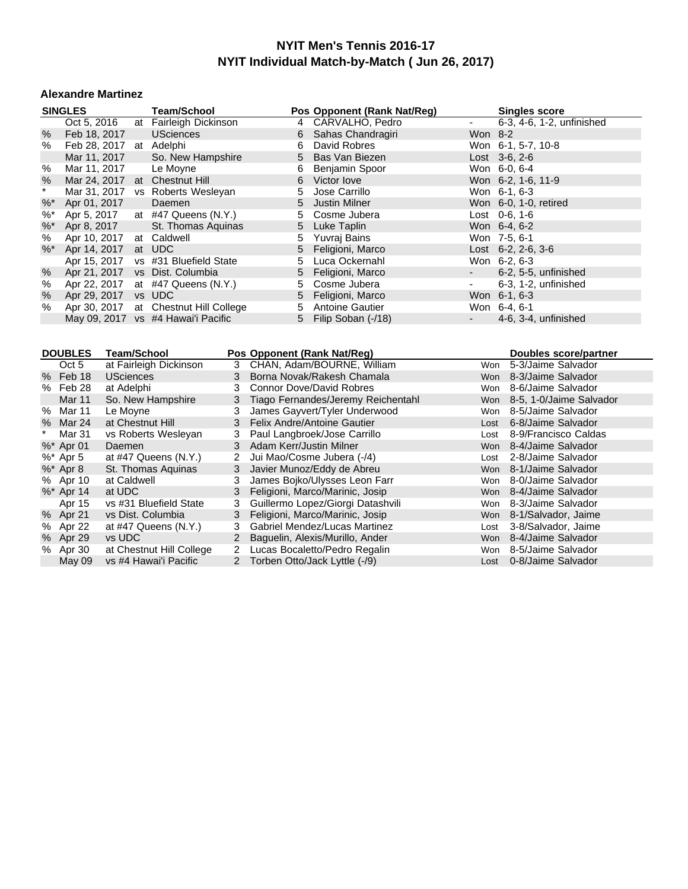# NYIT Men's Tennis 2016-17
## NYIT Individual Match-by-Match ( Jun 26, 2017)

### Alexandre Martinez

| | SINGLES | | Team/School | Pos | Opponent (Rank Nat/Reg) | | Singles score |
|---|---|---|---|---|---|---|---|
| | Oct 5, 2016 | at | Fairleigh Dickinson | 4 | CARVALHO, Pedro | - | 6-3, 4-6, 1-2, unfinished |
| % | Feb 18, 2017 | | USciences | 6 | Sahas Chandragiri | Won | 8-2 |
| % | Feb 28, 2017 | at | Adelphi | 6 | David Robres | Won | 6-1, 5-7, 10-8 |
| | Mar 11, 2017 | | So. New Hampshire | 5 | Bas Van Biezen | Lost | 3-6, 2-6 |
| % | Mar 11, 2017 | | Le Moyne | 6 | Benjamin Spoor | Won | 6-0, 6-4 |
| % | Mar 24, 2017 | at | Chestnut Hill | 6 | Victor Iove | Won | 6-2, 1-6, 11-9 |
| * | Mar 31, 2017 | vs | Roberts Wesleyan | 5 | Jose Carrillo | Won | 6-1, 6-3 |
| %* | Apr 01, 2017 | | Daemen | 5 | Justin Milner | Won | 6-0, 1-0, retired |
| %* | Apr 5, 2017 | at | #47 Queens (N.Y.) | 5 | Cosme Jubera | Lost | 0-6, 1-6 |
| %* | Apr 8, 2017 | | St. Thomas Aquinas | 5 | Luke Taplin | Won | 6-4, 6-2 |
| % | Apr 10, 2017 | at | Caldwell | 5 | Yuvraj Bains | Won | 7-5, 6-1 |
| %* | Apr 14, 2017 | at | UDC | 5 | Feligioni, Marco | Lost | 6-2, 2-6, 3-6 |
| | Apr 15, 2017 | vs | #31 Bluefield State | 5 | Luca Ockernahl | Won | 6-2, 6-3 |
| % | Apr 21, 2017 | vs | Dist. Columbia | 5 | Feligioni, Marco | - | 6-2, 5-5, unfinished |
| % | Apr 22, 2017 | at | #47 Queens (N.Y.) | 5 | Cosme Jubera | - | 6-3, 1-2, unfinished |
| % | Apr 29, 2017 | vs | UDC | 5 | Feligioni, Marco | Won | 6-1, 6-3 |
| % | Apr 30, 2017 | at | Chestnut Hill College | 5 | Antoine Gautier | Won | 6-4, 6-1 |
| | May 09, 2017 | vs | #4 Hawai'i Pacific | 5 | Filip Soban (-/18) | - | 4-6, 3-4, unfinished |

| | DOUBLES | Team/School | Pos | Opponent (Rank Nat/Reg) | | Doubles score/partner |
|---|---|---|---|---|---|---|
| | Oct 5 | at Fairleigh Dickinson | 3 | CHAN, Adam/BOURNE, William | Won | 5-3/Jaime Salvador |
| % | Feb 18 | USciences | 3 | Borna Novak/Rakesh Chamala | Won | 8-3/Jaime Salvador |
| % | Feb 28 | at Adelphi | 3 | Connor Dove/David Robres | Won | 8-6/Jaime Salvador |
| | Mar 11 | So. New Hampshire | 3 | Tiago Fernandes/Jeremy Reichentahl | Won | 8-5, 1-0/Jaime Salvador |
| % | Mar 11 | Le Moyne | 3 | James Gayvert/Tyler Underwood | Won | 8-5/Jaime Salvador |
| % | Mar 24 | at Chestnut Hill | 3 | Felix Andre/Antoine Gautier | Lost | 6-8/Jaime Salvador |
| * | Mar 31 | vs Roberts Wesleyan | 3 | Paul Langbroek/Jose Carrillo | Lost | 8-9/Francisco Caldas |
| %* | Apr 01 | Daemen | 3 | Adam Kerr/Justin Milner | Won | 8-4/Jaime Salvador |
| %* | Apr 5 | at #47 Queens (N.Y.) | 2 | Jui Mao/Cosme Jubera (-/4) | Lost | 2-8/Jaime Salvador |
| %* | Apr 8 | St. Thomas Aquinas | 3 | Javier Munoz/Eddy de Abreu | Won | 8-1/Jaime Salvador |
| % | Apr 10 | at Caldwell | 3 | James Bojko/Ulysses Leon Farr | Won | 8-0/Jaime Salvador |
| %* | Apr 14 | at UDC | 3 | Feligioni, Marco/Marinic, Josip | Won | 8-4/Jaime Salvador |
| | Apr 15 | vs #31 Bluefield State | 3 | Guillermo Lopez/Giorgi Datashvili | Won | 8-3/Jaime Salvador |
| % | Apr 21 | vs Dist. Columbia | 3 | Feligioni, Marco/Marinic, Josip | Won | 8-1/Salvador, Jaime |
| % | Apr 22 | at #47 Queens (N.Y.) | 3 | Gabriel Mendez/Lucas Martinez | Lost | 3-8/Salvador, Jaime |
| % | Apr 29 | vs UDC | 2 | Baguelin, Alexis/Murillo, Ander | Won | 8-4/Jaime Salvador |
| % | Apr 30 | at Chestnut Hill College | 2 | Lucas Bocaletto/Pedro Regalin | Won | 8-5/Jaime Salvador |
| | May 09 | vs #4 Hawai'i Pacific | 2 | Torben Otto/Jack Lyttle (-/9) | Lost | 0-8/Jaime Salvador |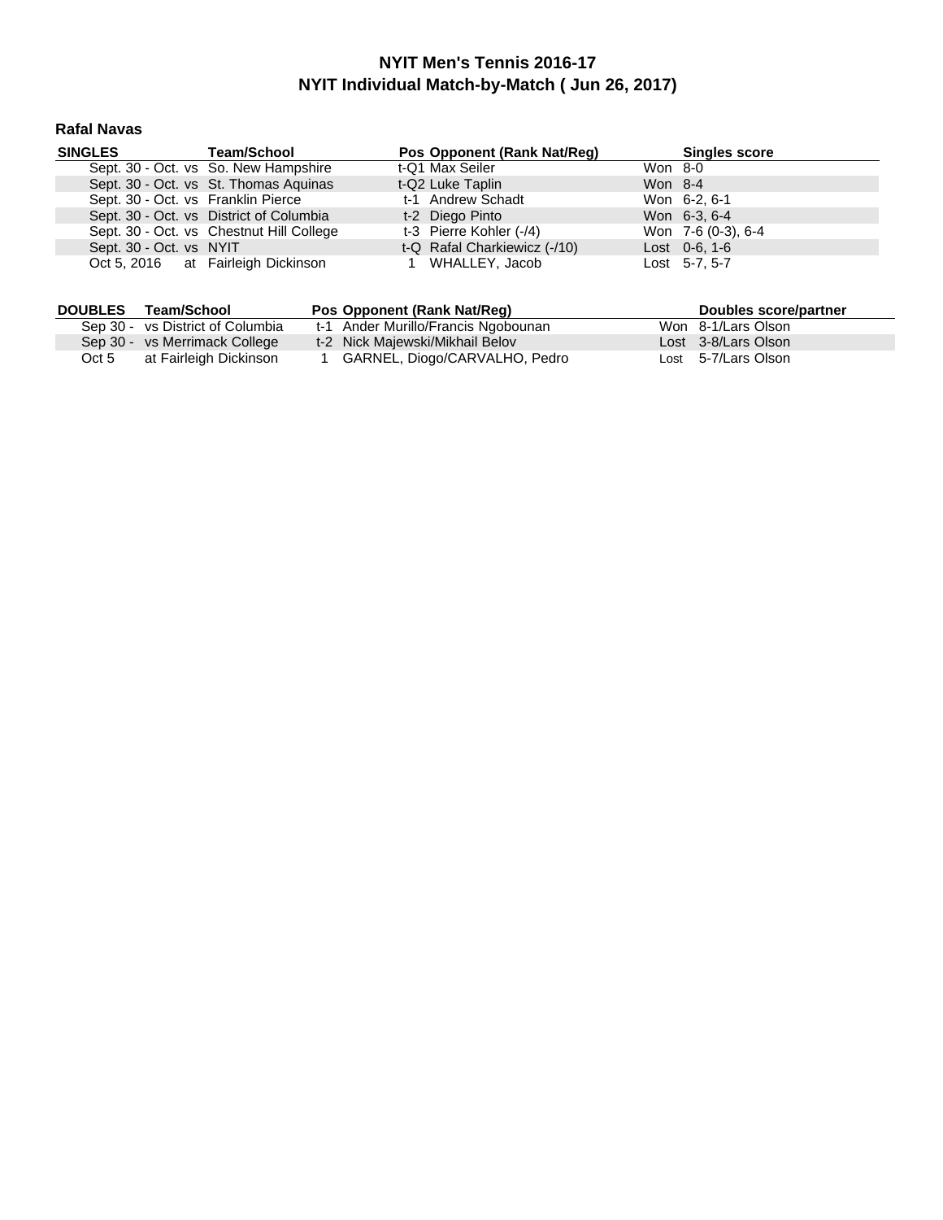# NYIT Men's Tennis 2016-17

## NYIT Individual Match-by-Match ( Jun 26, 2017)

### Rafal Navas

| SINGLES | Team/School | Pos | Opponent (Rank Nat/Reg) | Singles score |
|---|---|---|---|---|
| Sept. 30 - Oct. | vs So. New Hampshire | t-Q1 | Max Seiler | Won 8-0 |
| Sept. 30 - Oct. | vs St. Thomas Aquinas | t-Q2 | Luke Taplin | Won 8-4 |
| Sept. 30 - Oct. | vs Franklin Pierce | t-1 | Andrew Schadt | Won 6-2, 6-1 |
| Sept. 30 - Oct. | vs District of Columbia | t-2 | Diego Pinto | Won 6-3, 6-4 |
| Sept. 30 - Oct. | vs Chestnut Hill College | t-3 | Pierre Kohler (-/4) | Won 7-6 (0-3), 6-4 |
| Sept. 30 - Oct. | vs NYIT | t-Q | Rafal Charkiewicz (-/10) | Lost 0-6, 1-6 |
| Oct 5, 2016 | at Fairleigh Dickinson | 1 | WHALLEY, Jacob | Lost 5-7, 5-7 |

| DOUBLES | Team/School | Pos | Opponent (Rank Nat/Reg) | Doubles score/partner |
|---|---|---|---|---|
| Sep 30 - | vs District of Columbia | t-1 | Ander Murillo/Francis Ngobounan | Won 8-1/Lars Olson |
| Sep 30 - | vs Merrimack College | t-2 | Nick Majewski/Mikhail Belov | Lost 3-8/Lars Olson |
| Oct 5 | at Fairleigh Dickinson | 1 | GARNEL, Diogo/CARVALHO, Pedro | Lost 5-7/Lars Olson |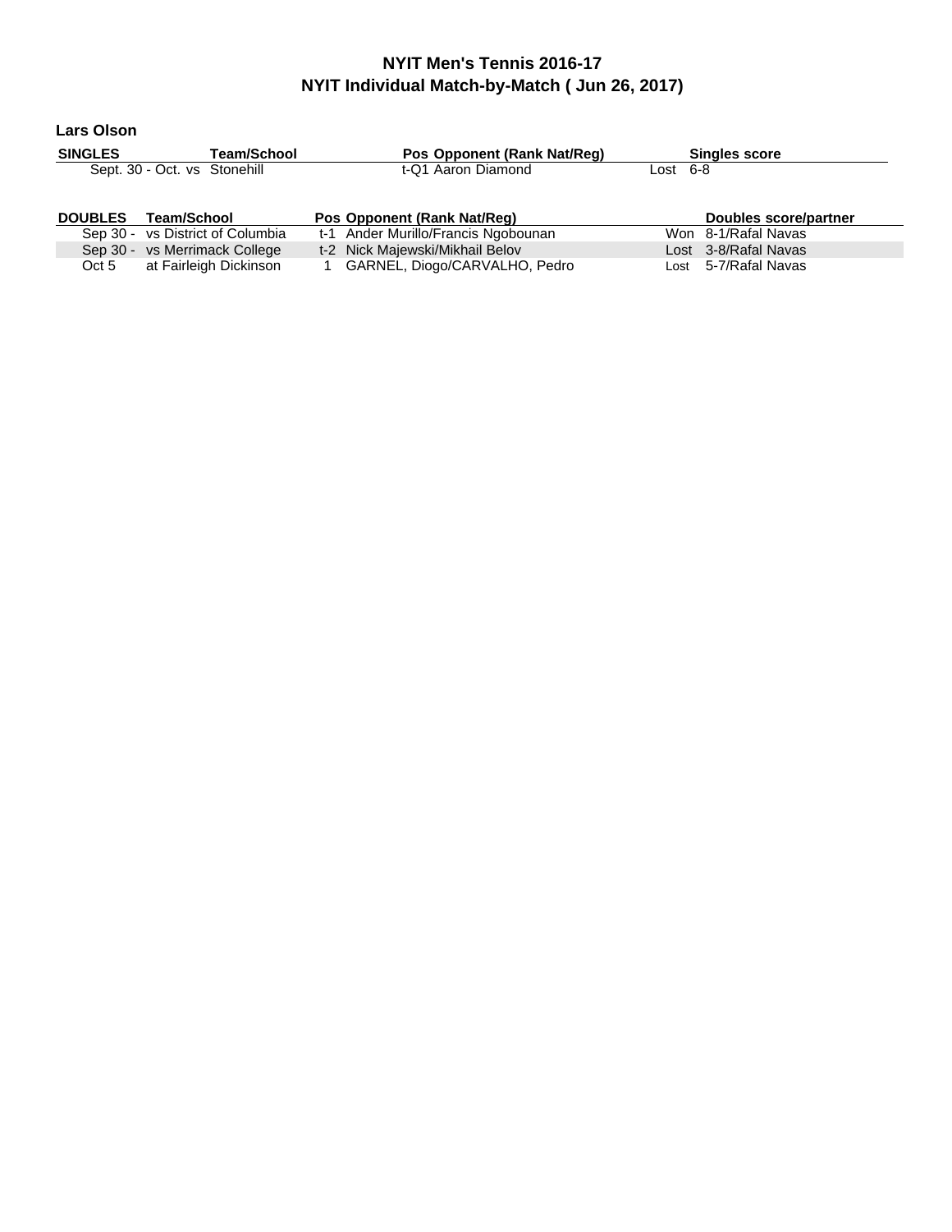# NYIT Men's Tennis 2016-17
## NYIT Individual Match-by-Match ( Jun 26, 2017)

### Lars Olson

| SINGLES | Team/School | Pos | Opponent (Rank Nat/Reg) | Singles score |
|---|---|---|---|---|
| Sept. 30 - Oct. | vs Stonehill | t-Q1 | Aaron Diamond | Lost 6-8 |

| DOUBLES | Team/School | Pos | Opponent (Rank Nat/Reg) | Doubles score/partner |
|---|---|---|---|---|
| Sep 30 - | vs District of Columbia | t-1 | Ander Murillo/Francis Ngobounan | Won 8-1/Rafal Navas |
| Sep 30 - | vs Merrimack College | t-2 | Nick Majewski/Mikhail Belov | Lost 3-8/Rafal Navas |
| Oct 5 | at Fairleigh Dickinson | 1 | GARNEL, Diogo/CARVALHO, Pedro | Lost 5-7/Rafal Navas |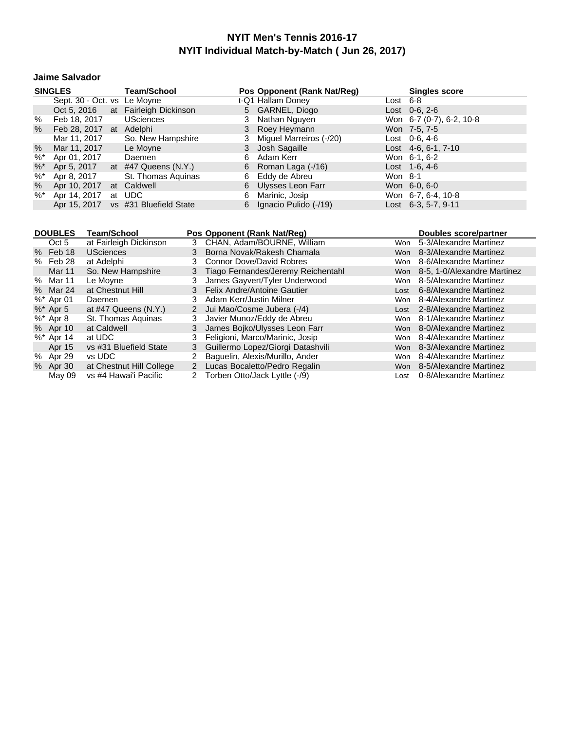# NYIT Men's Tennis 2016-17
## NYIT Individual Match-by-Match ( Jun 26, 2017)

### Jaime Salvador

| | SINGLES | | Team/School | Pos | Opponent (Rank Nat/Reg) | | Singles score |
|---|---|---|---|---|---|---|---|
| | Sept. 30 - Oct. | vs | Le Moyne | t-Q1 | Hallam Doney | Lost | 6-8 |
| | Oct 5, 2016 | at | Fairleigh Dickinson | 5 | GARNEL, Diogo | Lost | 0-6, 2-6 |
| % | Feb 18, 2017 | | USciences | 3 | Nathan Nguyen | Won | 6-7 (0-7), 6-2, 10-8 |
| % | Feb 28, 2017 | at | Adelphi | 3 | Roey Heymann | Won | 7-5, 7-5 |
| | Mar 11, 2017 | | So. New Hampshire | 3 | Miguel Marreiros (-/20) | Lost | 0-6, 4-6 |
| % | Mar 11, 2017 | | Le Moyne | 3 | Josh Sagaille | Lost | 4-6, 6-1, 7-10 |
| %* | Apr 01, 2017 | | Daemen | 6 | Adam Kerr | Won | 6-1, 6-2 |
| %* | Apr 5, 2017 | at | #47 Queens (N.Y.) | 6 | Roman Laga (-/16) | Lost | 1-6, 4-6 |
| %* | Apr 8, 2017 | | St. Thomas Aquinas | 6 | Eddy de Abreu | Won | 8-1 |
| % | Apr 10, 2017 | at | Caldwell | 6 | Ulysses Leon Farr | Won | 6-0, 6-0 |
| %* | Apr 14, 2017 | at | UDC | 6 | Marinic, Josip | Won | 6-7, 6-4, 10-8 |
| | Apr 15, 2017 | vs | #31 Bluefield State | 6 | Ignacio Pulido (-/19) | Lost | 6-3, 5-7, 9-11 |

| | DOUBLES | Team/School | Pos | Opponent (Rank Nat/Reg) | | Doubles score/partner |
|---|---|---|---|---|---|---|
| | Oct 5 | at Fairleigh Dickinson | 3 | CHAN, Adam/BOURNE, William | Won | 5-3/Alexandre Martinez |
| % | Feb 18 | USciences | 3 | Borna Novak/Rakesh Chamala | Won | 8-3/Alexandre Martinez |
| % | Feb 28 | at Adelphi | 3 | Connor Dove/David Robres | Won | 8-6/Alexandre Martinez |
| | Mar 11 | So. New Hampshire | 3 | Tiago Fernandes/Jeremy Reichentahl | Won | 8-5, 1-0/Alexandre Martinez |
| % | Mar 11 | Le Moyne | 3 | James Gayvert/Tyler Underwood | Won | 8-5/Alexandre Martinez |
| % | Mar 24 | at Chestnut Hill | 3 | Felix Andre/Antoine Gautier | Lost | 6-8/Alexandre Martinez |
| %* | Apr 01 | Daemen | 3 | Adam Kerr/Justin Milner | Won | 8-4/Alexandre Martinez |
| %* | Apr 5 | at #47 Queens (N.Y.) | 2 | Jui Mao/Cosme Jubera (-/4) | Lost | 2-8/Alexandre Martinez |
| %* | Apr 8 | St. Thomas Aquinas | 3 | Javier Munoz/Eddy de Abreu | Won | 8-1/Alexandre Martinez |
| % | Apr 10 | at Caldwell | 3 | James Bojko/Ulysses Leon Farr | Won | 8-0/Alexandre Martinez |
| %* | Apr 14 | at UDC | 3 | Feligioni, Marco/Marinic, Josip | Won | 8-4/Alexandre Martinez |
| | Apr 15 | vs #31 Bluefield State | 3 | Guillermo Lopez/Giorgi Datashvili | Won | 8-3/Alexandre Martinez |
| % | Apr 29 | vs UDC | 2 | Baguelin, Alexis/Murillo, Ander | Won | 8-4/Alexandre Martinez |
| % | Apr 30 | at Chestnut Hill College | 2 | Lucas Bocaletto/Pedro Regalin | Won | 8-5/Alexandre Martinez |
| | May 09 | vs #4 Hawai'i Pacific | 2 | Torben Otto/Jack Lyttle (-/9) | Lost | 0-8/Alexandre Martinez |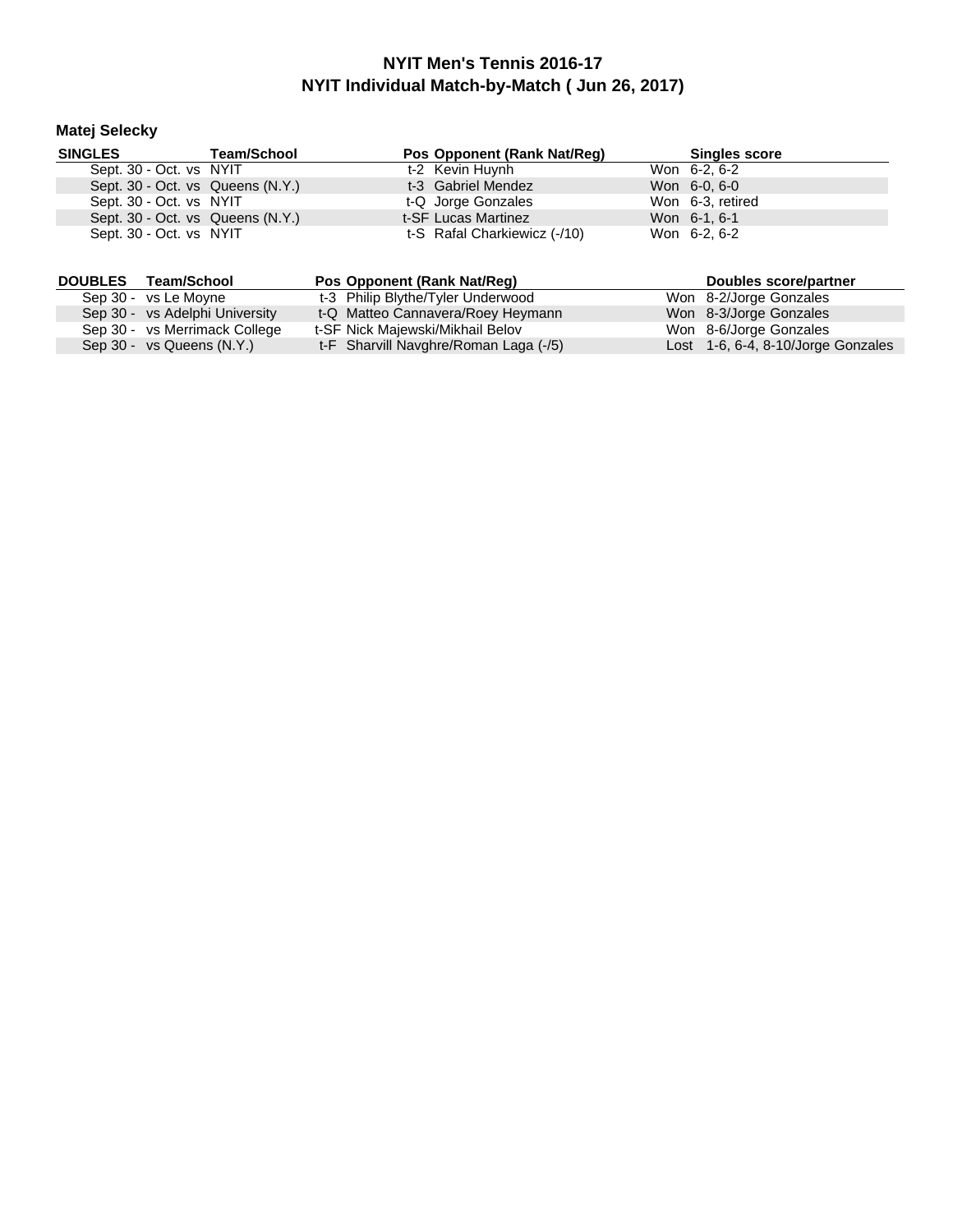# NYIT Men's Tennis 2016-17
# NYIT Individual Match-by-Match ( Jun 26, 2017)

### Matej Selecky

| SINGLES | Team/School | Pos | Opponent (Rank Nat/Reg) | | Singles score |
|---|---|---|---|---|---|
| Sept. 30 - Oct. | vs NYIT | t-2 | Kevin Huynh | Won | 6-2, 6-2 |
| Sept. 30 - Oct. | vs Queens (N.Y.) | t-3 | Gabriel Mendez | Won | 6-0, 6-0 |
| Sept. 30 - Oct. | vs NYIT | t-Q | Jorge Gonzales | Won | 6-3, retired |
| Sept. 30 - Oct. | vs Queens (N.Y.) | t-SF | Lucas Martinez | Won | 6-1, 6-1 |
| Sept. 30 - Oct. | vs NYIT | t-S | Rafal Charkiewicz (-/10) | Won | 6-2, 6-2 |

| DOUBLES | Team/School | Pos | Opponent (Rank Nat/Reg) | | Doubles score/partner |
|---|---|---|---|---|---|
| Sep 30 - | vs Le Moyne | t-3 | Philip Blythe/Tyler Underwood | Won | 8-2/Jorge Gonzales |
| Sep 30 - | vs Adelphi University | t-Q | Matteo Cannavera/Roey Heymann | Won | 8-3/Jorge Gonzales |
| Sep 30 - | vs Merrimack College | t-SF | Nick Majewski/Mikhail Belov | Won | 8-6/Jorge Gonzales |
| Sep 30 - | vs Queens (N.Y.) | t-F | Sharvill Navghre/Roman Laga (-/5) | Lost | 1-6, 6-4, 8-10/Jorge Gonzales |